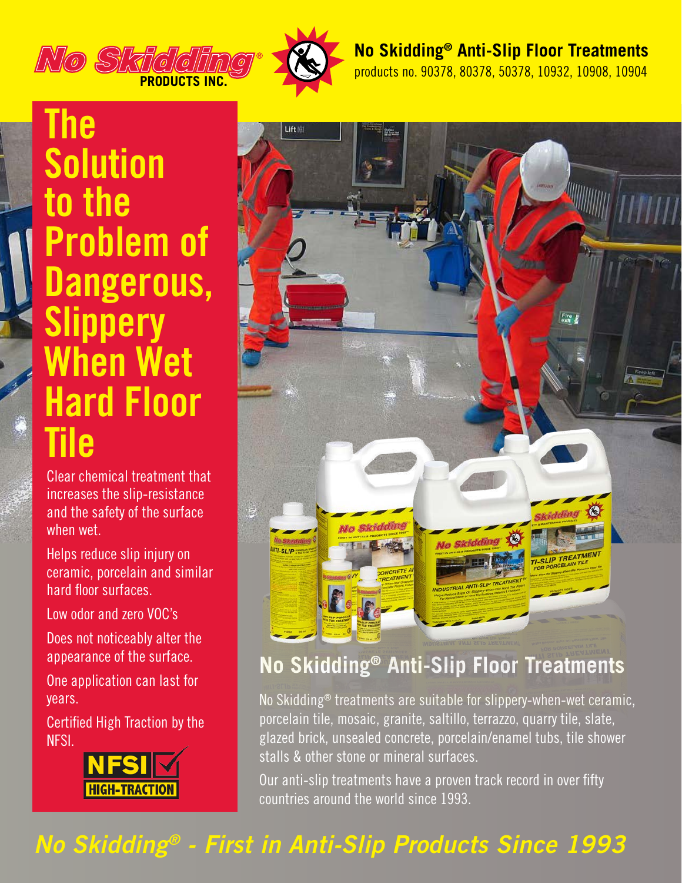No Skidding® PRODUCTS INC.

**No Skidding® Anti-Slip Floor Treatments**
products no. 90378, 80378, 50378, 10932, 10908, 10904

# The Solution to the Problem of Dangerous, Slippery When Wet Hard Floor Tile

Clear chemical treatment that increases the slip-resistance and the safety of the surface when wet.

Helps reduce slip injury on ceramic, porcelain and similar hard floor surfaces.

Low odor and zero VOC's

Does not noticeably alter the appearance of the surface.

One application can last for years.

Certified High Traction by the NFSI.

NFSI HIGH-TRACTION

## No Skidding® Anti-Slip Floor Treatments

No Skidding® treatments are suitable for slippery-when-wet ceramic, porcelain tile, mosaic, granite, saltillo, terrazzo, quarry tile, slate, glazed brick, unsealed concrete, porcelain/enamel tubs, tile shower stalls & other stone or mineral surfaces.

Our anti-slip treatments have a proven track record in over fifty countries around the world since 1993.

*No Skidding® - First in Anti-Slip Products Since 1993*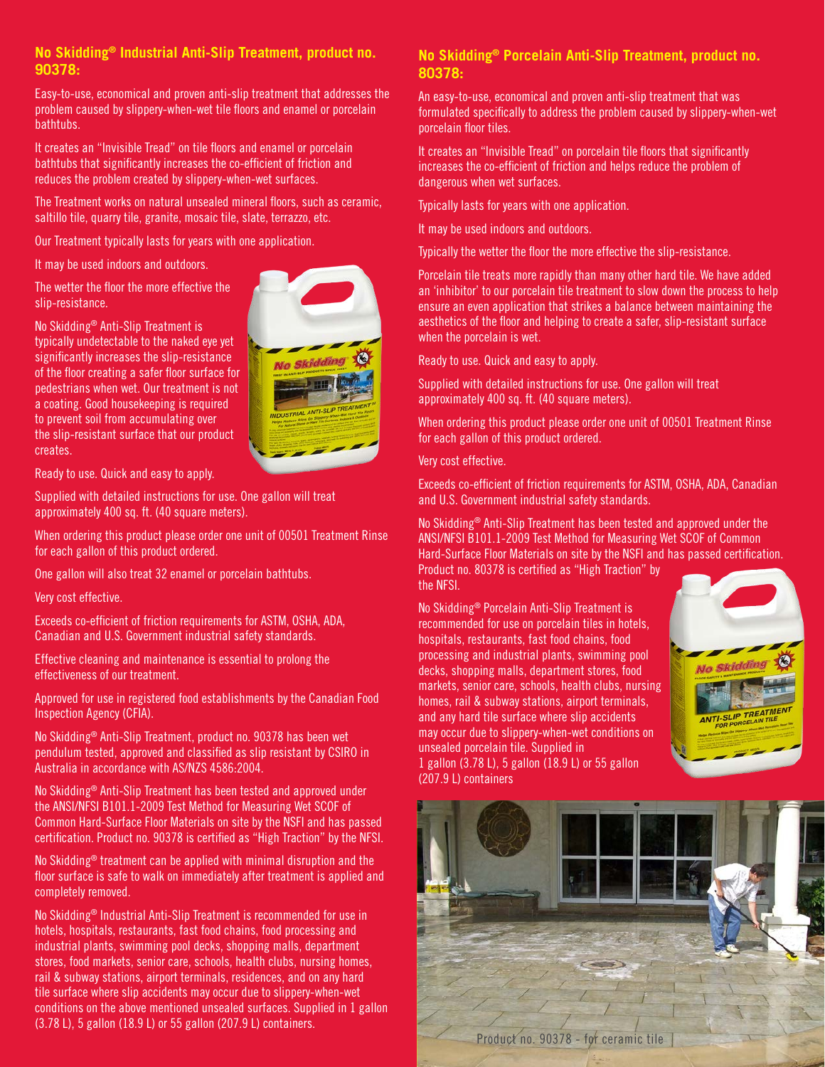## No Skidding® Industrial Anti-Slip Treatment, product no. 90378:

Easy-to-use, economical and proven anti-slip treatment that addresses the problem caused by slippery-when-wet tile floors and enamel or porcelain bathtubs.

It creates an "Invisible Tread" on tile floors and enamel or porcelain bathtubs that significantly increases the co-efficient of friction and reduces the problem created by slippery-when-wet surfaces.

The Treatment works on natural unsealed mineral floors, such as ceramic, saltillo tile, quarry tile, granite, mosaic tile, slate, terrazzo, etc.

Our Treatment typically lasts for years with one application.

It may be used indoors and outdoors.

The wetter the floor the more effective the slip-resistance.

No Skidding® Anti-Slip Treatment is typically undetectable to the naked eye yet significantly increases the slip-resistance of the floor creating a safer floor surface for pedestrians when wet. Our treatment is not a coating. Good housekeeping is required to prevent soil from accumulating over the slip-resistant surface that our product creates.

Ready to use. Quick and easy to apply.

Supplied with detailed instructions for use. One gallon will treat approximately 400 sq. ft. (40 square meters).

When ordering this product please order one unit of 00501 Treatment Rinse for each gallon of this product ordered.

One gallon will also treat 32 enamel or porcelain bathtubs.

Very cost effective.

Exceeds co-efficient of friction requirements for ASTM, OSHA, ADA, Canadian and U.S. Government industrial safety standards.

Effective cleaning and maintenance is essential to prolong the effectiveness of our treatment.

Approved for use in registered food establishments by the Canadian Food Inspection Agency (CFIA).

No Skidding® Anti-Slip Treatment, product no. 90378 has been wet pendulum tested, approved and classified as slip resistant by CSIRO in Australia in accordance with AS/NZS 4586:2004.

No Skidding® Anti-Slip Treatment has been tested and approved under the ANSI/NFSI B101.1-2009 Test Method for Measuring Wet SCOF of Common Hard-Surface Floor Materials on site by the NSFI and has passed certification. Product no. 90378 is certified as "High Traction" by the NFSI.

No Skidding® treatment can be applied with minimal disruption and the floor surface is safe to walk on immediately after treatment is applied and completely removed.

No Skidding® Industrial Anti-Slip Treatment is recommended for use in hotels, hospitals, restaurants, fast food chains, food processing and industrial plants, swimming pool decks, shopping malls, department stores, food markets, senior care, schools, health clubs, nursing homes, rail & subway stations, airport terminals, residences, and on any hard tile surface where slip accidents may occur due to slippery-when-wet conditions on the above mentioned unsealed surfaces. Supplied in 1 gallon (3.78 L), 5 gallon (18.9 L) or 55 gallon (207.9 L) containers.

## No Skidding® Porcelain Anti-Slip Treatment, product no. 80378:

An easy-to-use, economical and proven anti-slip treatment that was formulated specifically to address the problem caused by slippery-when-wet porcelain floor tiles.

It creates an "Invisible Tread" on porcelain tile floors that significantly increases the co-efficient of friction and helps reduce the problem of dangerous when wet surfaces.

Typically lasts for years with one application.

It may be used indoors and outdoors.

Typically the wetter the floor the more effective the slip-resistance.

Porcelain tile treats more rapidly than many other hard tile. We have added an 'inhibitor' to our porcelain tile treatment to slow down the process to help ensure an even application that strikes a balance between maintaining the aesthetics of the floor and helping to create a safer, slip-resistant surface when the porcelain is wet.

Ready to use. Quick and easy to apply.

Supplied with detailed instructions for use. One gallon will treat approximately 400 sq. ft. (40 square meters).

When ordering this product please order one unit of 00501 Treatment Rinse for each gallon of this product ordered.

Very cost effective.

Exceeds co-efficient of friction requirements for ASTM, OSHA, ADA, Canadian and U.S. Government industrial safety standards.

No Skidding® Anti-Slip Treatment has been tested and approved under the ANSI/NFSI B101.1-2009 Test Method for Measuring Wet SCOF of Common Hard-Surface Floor Materials on site by the NSFI and has passed certification. Product no. 80378 is certified as "High Traction" by the NFSI.

No Skidding® Porcelain Anti-Slip Treatment is recommended for use on porcelain tiles in hotels, hospitals, restaurants, fast food chains, food processing and industrial plants, swimming pool decks, shopping malls, department stores, food markets, senior care, schools, health clubs, nursing homes, rail & subway stations, airport terminals, and any hard tile surface where slip accidents may occur due to slippery-when-wet conditions on unsealed porcelain tile. Supplied in 1 gallon (3.78 L), 5 gallon (18.9 L) or 55 gallon (207.9 L) containers

Product no. 90378 - for ceramic tile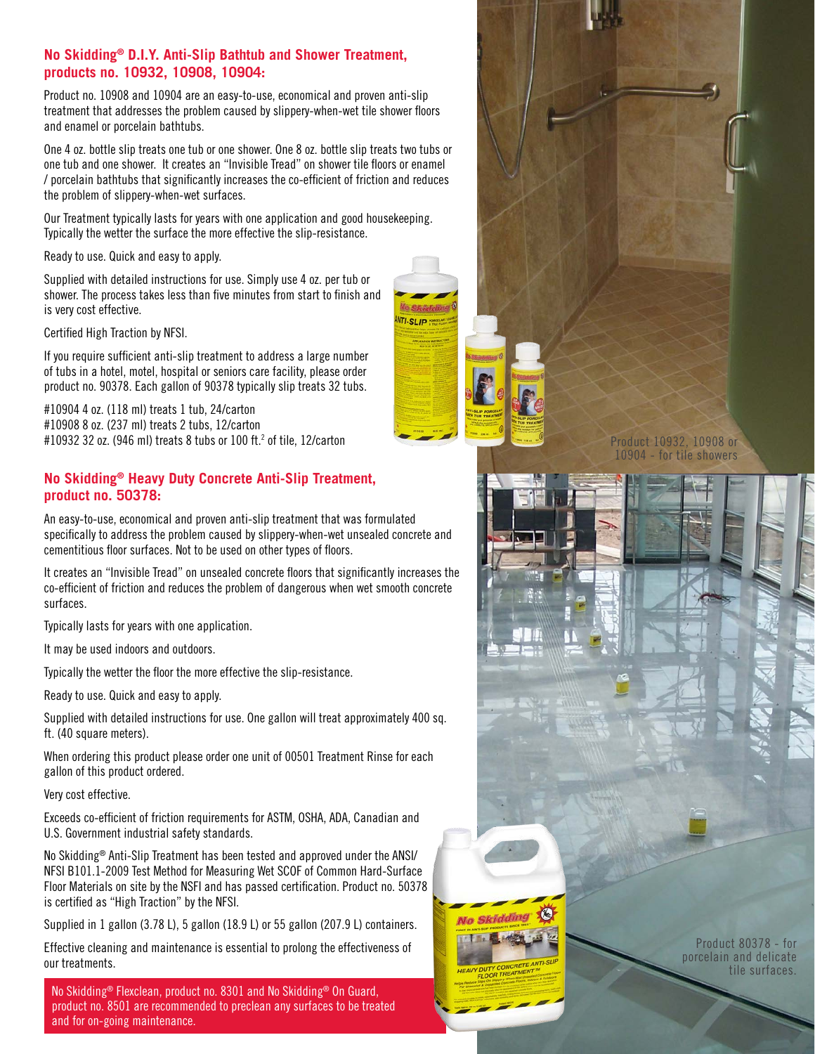## No Skidding® D.I.Y. Anti-Slip Bathtub and Shower Treatment, products no. 10932, 10908, 10904:

Product no. 10908 and 10904 are an easy-to-use, economical and proven anti-slip treatment that addresses the problem caused by slippery-when-wet tile shower floors and enamel or porcelain bathtubs.

One 4 oz. bottle slip treats one tub or one shower. One 8 oz. bottle slip treats two tubs or one tub and one shower. It creates an "Invisible Tread" on shower tile floors or enamel / porcelain bathtubs that significantly increases the co-efficient of friction and reduces the problem of slippery-when-wet surfaces.

Our Treatment typically lasts for years with one application and good housekeeping. Typically the wetter the surface the more effective the slip-resistance.

Ready to use. Quick and easy to apply.

Supplied with detailed instructions for use. Simply use 4 oz. per tub or shower. The process takes less than five minutes from start to finish and is very cost effective.

Certified High Traction by NFSI.

If you require sufficient anti-slip treatment to address a large number of tubs in a hotel, motel, hospital or seniors care facility, please order product no. 90378. Each gallon of 90378 typically slip treats 32 tubs.

#10904 4 oz. (118 ml) treats 1 tub, 24/carton
#10908 8 oz. (237 ml) treats 2 tubs, 12/carton
#10932 32 oz. (946 ml) treats 8 tubs or 100 ft.$^2$ of tile, 12/carton

Product 10932, 10908 or 10904 - for tile showers

## No Skidding® Heavy Duty Concrete Anti-Slip Treatment, product no. 50378:

An easy-to-use, economical and proven anti-slip treatment that was formulated specifically to address the problem caused by slippery-when-wet unsealed concrete and cementitious floor surfaces. Not to be used on other types of floors.

It creates an "Invisible Tread" on unsealed concrete floors that significantly increases the co-efficient of friction and reduces the problem of dangerous when wet smooth concrete surfaces.

Typically lasts for years with one application.

It may be used indoors and outdoors.

Typically the wetter the floor the more effective the slip-resistance.

Ready to use. Quick and easy to apply.

Supplied with detailed instructions for use. One gallon will treat approximately 400 sq. ft. (40 square meters).

When ordering this product please order one unit of 00501 Treatment Rinse for each gallon of this product ordered.

Very cost effective.

Exceeds co-efficient of friction requirements for ASTM, OSHA, ADA, Canadian and U.S. Government industrial safety standards.

No Skidding® Anti-Slip Treatment has been tested and approved under the ANSI/NFSI B101.1-2009 Test Method for Measuring Wet SCOF of Common Hard-Surface Floor Materials on site by the NSFI and has passed certification. Product no. 50378 is certified as "High Traction" by the NFSI.

Supplied in 1 gallon (3.78 L), 5 gallon (18.9 L) or 55 gallon (207.9 L) containers.

Effective cleaning and maintenance is essential to prolong the effectiveness of our treatments.

No Skidding® Flexclean, product no. 8301 and No Skidding® On Guard, product no. 8501 are recommended to preclean any surfaces to be treated and for on-going maintenance.

Product 80378 - for porcelain and delicate tile surfaces.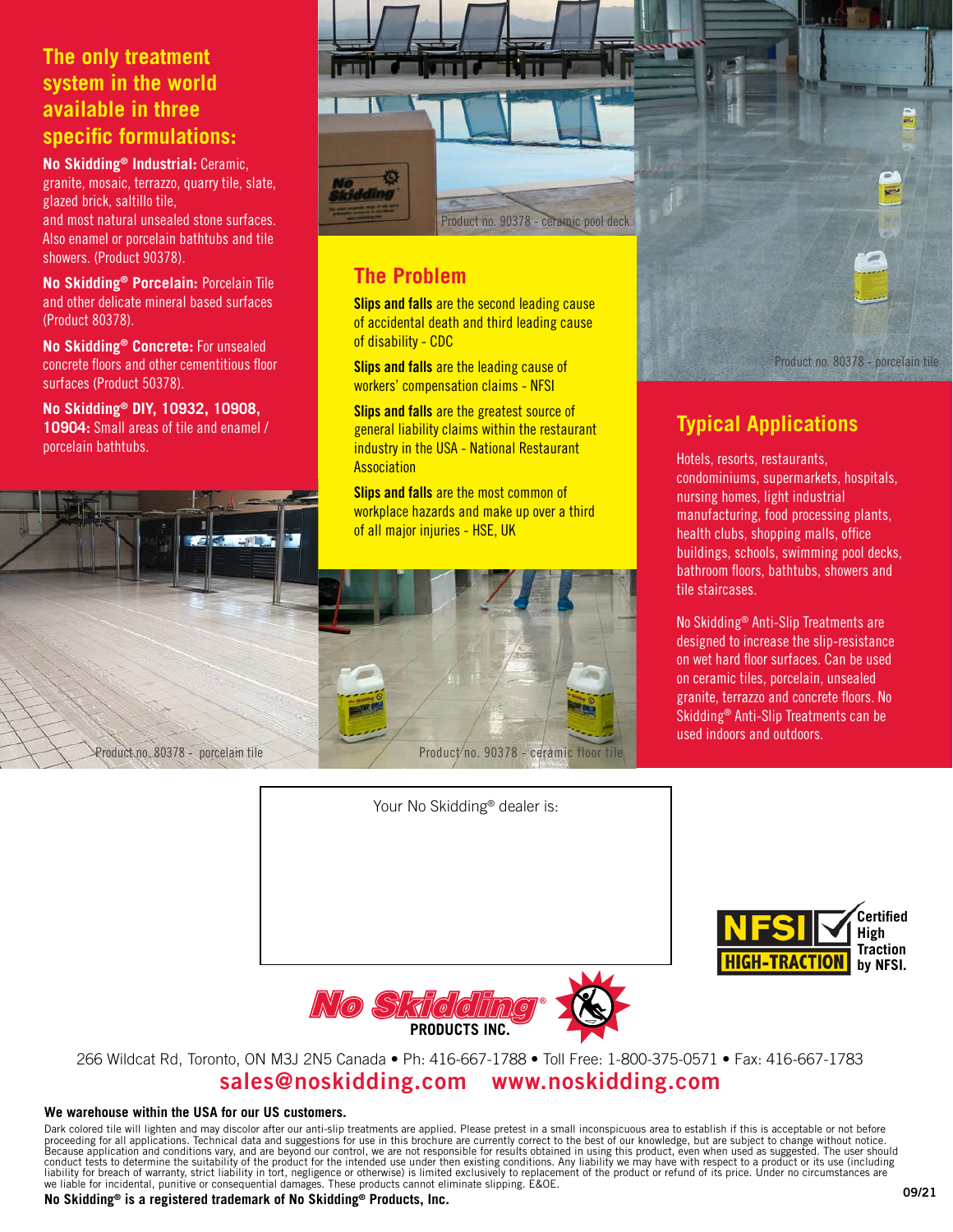## The only treatment system in the world available in three specific formulations:

**No Skidding® Industrial:** Ceramic, granite, mosaic, terrazzo, quarry tile, slate, glazed brick, saltillo tile, and most natural unsealed stone surfaces. Also enamel or porcelain bathtubs and tile showers. (Product 90378).

**No Skidding® Porcelain:** Porcelain Tile and other delicate mineral based surfaces (Product 80378).

**No Skidding® Concrete:** For unsealed concrete floors and other cementitious floor surfaces (Product 50378).

**No Skidding® DIY, 10932, 10908, 10904:** Small areas of tile and enamel / porcelain bathtubs.

Product no. 90378 - ceramic pool deck

Product no. 80378 - porcelain tile

## The Problem

**Slips and falls** are the second leading cause of accidental death and third leading cause of disability - CDC

**Slips and falls** are the leading cause of workers' compensation claims - NFSI

**Slips and falls** are the greatest source of general liability claims within the restaurant industry in the USA - National Restaurant Association

**Slips and falls** are the most common of workplace hazards and make up over a third of all major injuries - HSE, UK

Product no. 80378 - porcelain tile

Product no. 90378 - ceramic floor tile

## Typical Applications

Hotels, resorts, restaurants, condominiums, supermarkets, hospitals, nursing homes, light industrial manufacturing, food processing plants, health clubs, shopping malls, office buildings, schools, swimming pool decks, bathroom floors, bathtubs, showers and tile staircases.

No Skidding® Anti-Slip Treatments are designed to increase the slip-resistance on wet hard floor surfaces. Can be used on ceramic tiles, porcelain, unsealed granite, terrazzo and concrete floors. No Skidding® Anti-Slip Treatments can be used indoors and outdoors.

Your No Skidding® dealer is:

NFSI HIGH-TRACTION Certified High Traction by NFSI.

No Skidding® PRODUCTS INC.

266 Wildcat Rd, Toronto, ON M3J 2N5 Canada • Ph: 416-667-1788 • Toll Free: 1-800-375-0571 • Fax: 416-667-1783

sales@noskidding.com www.noskidding.com

**We warehouse within the USA for our US customers.**

Dark colored tile will lighten and may discolor after our anti-slip treatments are applied. Please pretest in a small inconspicuous area to establish if this is acceptable or not before proceeding for all applications. Technical data and suggestions for use in this brochure are currently correct to the best of our knowledge, but are subject to change without notice. Because application and conditions vary, and are beyond our control, we are not responsible for results obtained in using this product, even when used as suggested. The user should conduct tests to determine the suitability of the product for the intended use under then existing conditions. Any liability we may have with respect to a product or its use (including liability for breach of warranty, strict liability in tort, negligence or otherwise) is limited exclusively to replacement of the product or refund of its price. Under no circumstances are we liable for incidental, punitive or consequential damages. These products cannot eliminate slipping. E&OE.

**No Skidding® is a registered trademark of No Skidding® Products, Inc.**

09/21